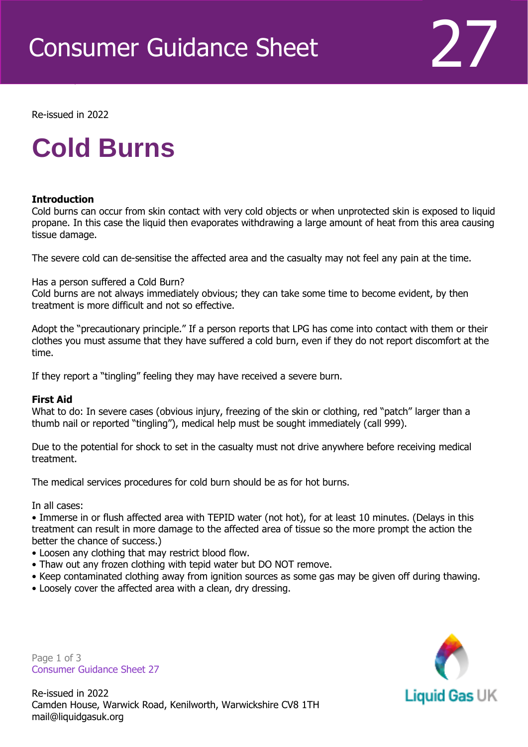# Consumer Guidance Sheet 27

Re-issued in 2022

# Cold Burns

**Introduction**
Cold burns can occur from skin contact with very cold objects or when unprotected skin is exposed to liquid propane. In this case the liquid then evaporates withdrawing a large amount of heat from this area causing tissue damage.

The severe cold can de-sensitise the affected area and the casualty may not feel any pain at the time.

Has a person suffered a Cold Burn?
Cold burns are not always immediately obvious; they can take some time to become evident, by then treatment is more difficult and not so effective.

Adopt the "precautionary principle." If a person reports that LPG has come into contact with them or their clothes you must assume that they have suffered a cold burn, even if they do not report discomfort at the time.

If they report a "tingling" feeling they may have received a severe burn.

**First Aid**
What to do: In severe cases (obvious injury, freezing of the skin or clothing, red "patch" larger than a thumb nail or reported "tingling"), medical help must be sought immediately (call 999).

Due to the potential for shock to set in the casualty must not drive anywhere before receiving medical treatment.

The medical services procedures for cold burn should be as for hot burns.

In all cases:

- Immerse in or flush affected area with TEPID water (not hot), for at least 10 minutes. (Delays in this treatment can result in more damage to the affected area of tissue so the more prompt the action the better the chance of success.)
- Loosen any clothing that may restrict blood flow.
- Thaw out any frozen clothing with tepid water but DO NOT remove.
- Keep contaminated clothing away from ignition sources as some gas may be given off during thawing.
- Loosely cover the affected area with a clean, dry dressing.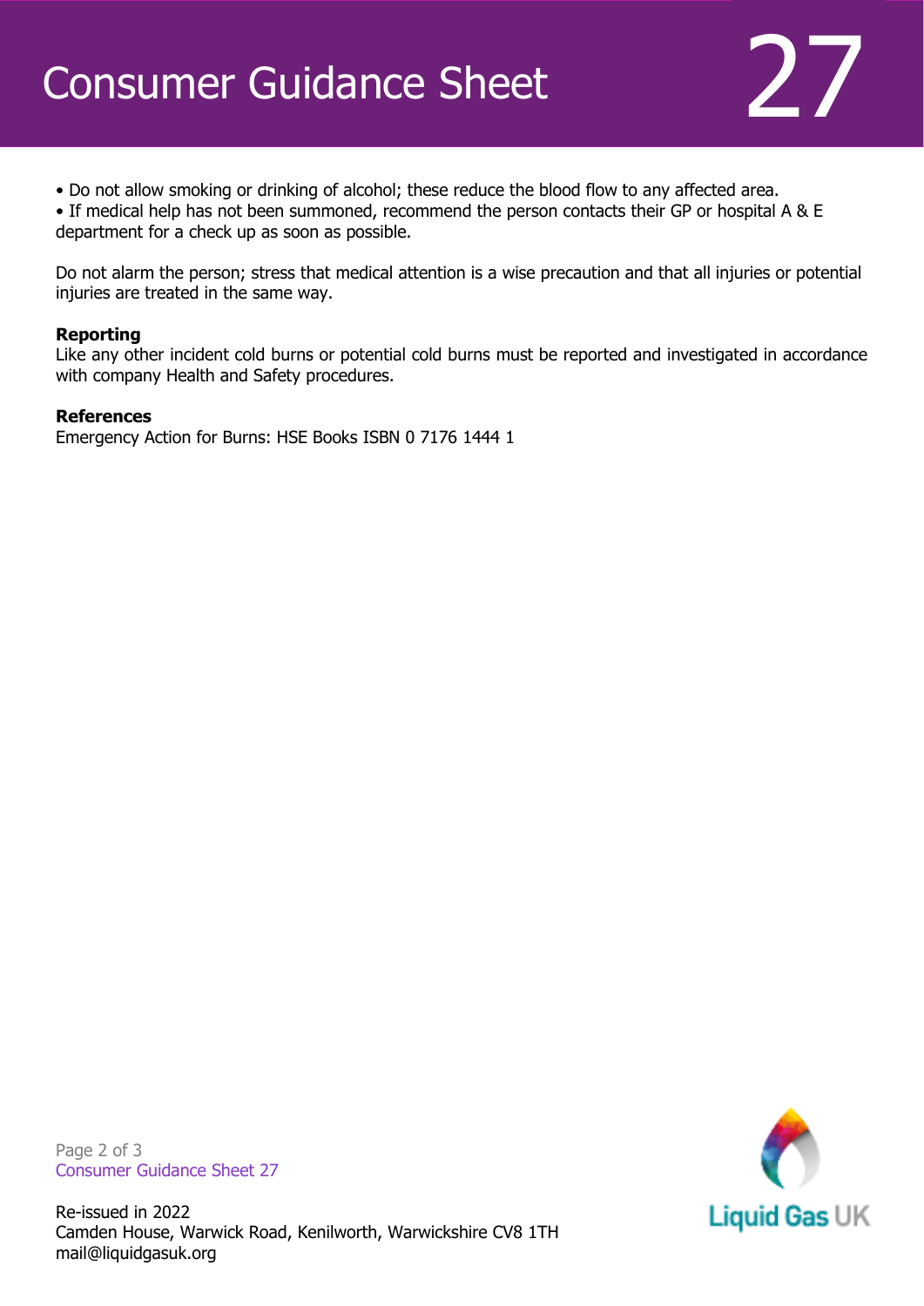- Do not allow smoking or drinking of alcohol; these reduce the blood flow to any affected area.
- If medical help has not been summoned, recommend the person contacts their GP or hospital A & E department for a check up as soon as possible.

Do not alarm the person; stress that medical attention is a wise precaution and that all injuries or potential injuries are treated in the same way.

**Reporting**

Like any other incident cold burns or potential cold burns must be reported and investigated in accordance with company Health and Safety procedures.

**References**

Emergency Action for Burns: HSE Books ISBN 0 7176 1444 1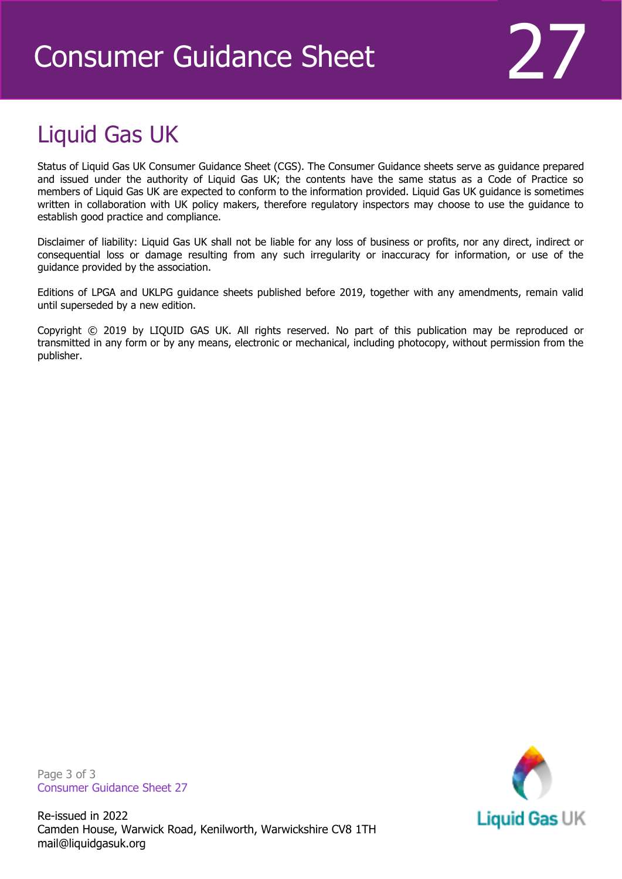# Liquid Gas UK

Status of Liquid Gas UK Consumer Guidance Sheet (CGS). The Consumer Guidance sheets serve as guidance prepared and issued under the authority of Liquid Gas UK; the contents have the same status as a Code of Practice so members of Liquid Gas UK are expected to conform to the information provided. Liquid Gas UK guidance is sometimes written in collaboration with UK policy makers, therefore regulatory inspectors may choose to use the guidance to establish good practice and compliance.

Disclaimer of liability: Liquid Gas UK shall not be liable for any loss of business or profits, nor any direct, indirect or consequential loss or damage resulting from any such irregularity or inaccuracy for information, or use of the guidance provided by the association.

Editions of LPGA and UKLPG guidance sheets published before 2019, together with any amendments, remain valid until superseded by a new edition.

Copyright © 2019 by LIQUID GAS UK. All rights reserved. No part of this publication may be reproduced or transmitted in any form or by any means, electronic or mechanical, including photocopy, without permission from the publisher.

Re-issued in 2022
Camden House, Warwick Road, Kenilworth, Warwickshire CV8 1TH
mail@liquidgasuk.org